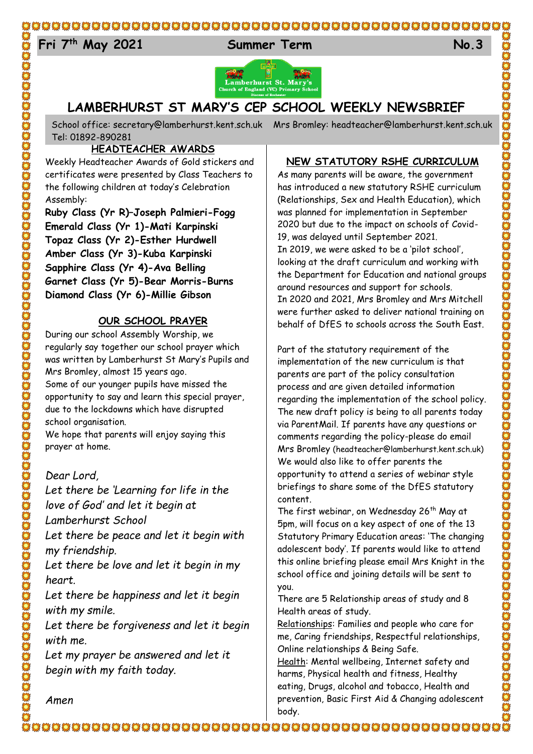**Fri 7th May 2021** **Summer Term** **No.3**

# LAMBERHURST ST MARY'S CEP SCHOOL WEEKLY NEWSBRIEF

School office: secretary@lamberhurst.kent.sch.uk Mrs Bromley: headteacher@lamberhurst.kent.sch.uk
Tel: 01892-890281

## HEADTEACHER AWARDS

Weekly Headteacher Awards of Gold stickers and certificates were presented by Class Teachers to the following children at today's Celebration Assembly:

**Ruby Class (Yr R)–Joseph Palmieri-Fogg**
**Emerald Class (Yr 1)-Mati Karpinski**
**Topaz Class (Yr 2)-Esther Hurdwell**
**Amber Class (Yr 3)-Kuba Karpinski**
**Sapphire Class (Yr 4)-Ava Belling**
**Garnet Class (Yr 5)-Bear Morris-Burns**
**Diamond Class (Yr 6)-Millie Gibson**

## OUR SCHOOL PRAYER

During our school Assembly Worship, we regularly say together our school prayer which was written by Lamberhurst St Mary's Pupils and Mrs Bromley, almost 15 years ago.
Some of our younger pupils have missed the opportunity to say and learn this special prayer, due to the lockdowns which have disrupted school organisation.
We hope that parents will enjoy saying this prayer at home.

*Dear Lord,*
*Let there be 'Learning for life in the love of God' and let it begin at Lamberhurst School*
*Let there be peace and let it begin with my friendship.*
*Let there be love and let it begin in my heart.*
*Let there be happiness and let it begin with my smile.*
*Let there be forgiveness and let it begin with me.*
*Let my prayer be answered and let it begin with my faith today.*

*Amen*

## NEW STATUTORY RSHE CURRICULUM

As many parents will be aware, the government has introduced a new statutory RSHE curriculum (Relationships, Sex and Health Education), which was planned for implementation in September 2020 but due to the impact on schools of Covid-19, was delayed until September 2021.
In 2019, we were asked to be a 'pilot school', looking at the draft curriculum and working with the Department for Education and national groups around resources and support for schools.
In 2020 and 2021, Mrs Bromley and Mrs Mitchell were further asked to deliver national training on behalf of DfES to schools across the South East.

Part of the statutory requirement of the implementation of the new curriculum is that parents are part of the policy consultation process and are given detailed information regarding the implementation of the school policy. The new draft policy is being to all parents today via ParentMail. If parents have any questions or comments regarding the policy-please do email Mrs Bromley (headteacher@lamberhurst.kent.sch.uk)
We would also like to offer parents the opportunity to attend a series of webinar style briefings to share some of the DfES statutory content.
The first webinar, on Wednesday 26th May at 5pm, will focus on a key aspect of one of the 13 Statutory Primary Education areas: 'The changing adolescent body'. If parents would like to attend this online briefing please email Mrs Knight in the school office and joining details will be sent to you.
There are 5 Relationship areas of study and 8 Health areas of study.
Relationships: Families and people who care for me, Caring friendships, Respectful relationships, Online relationships & Being Safe.
Health: Mental wellbeing, Internet safety and harms, Physical health and fitness, Healthy eating, Drugs, alcohol and tobacco, Health and prevention, Basic First Aid & Changing adolescent body.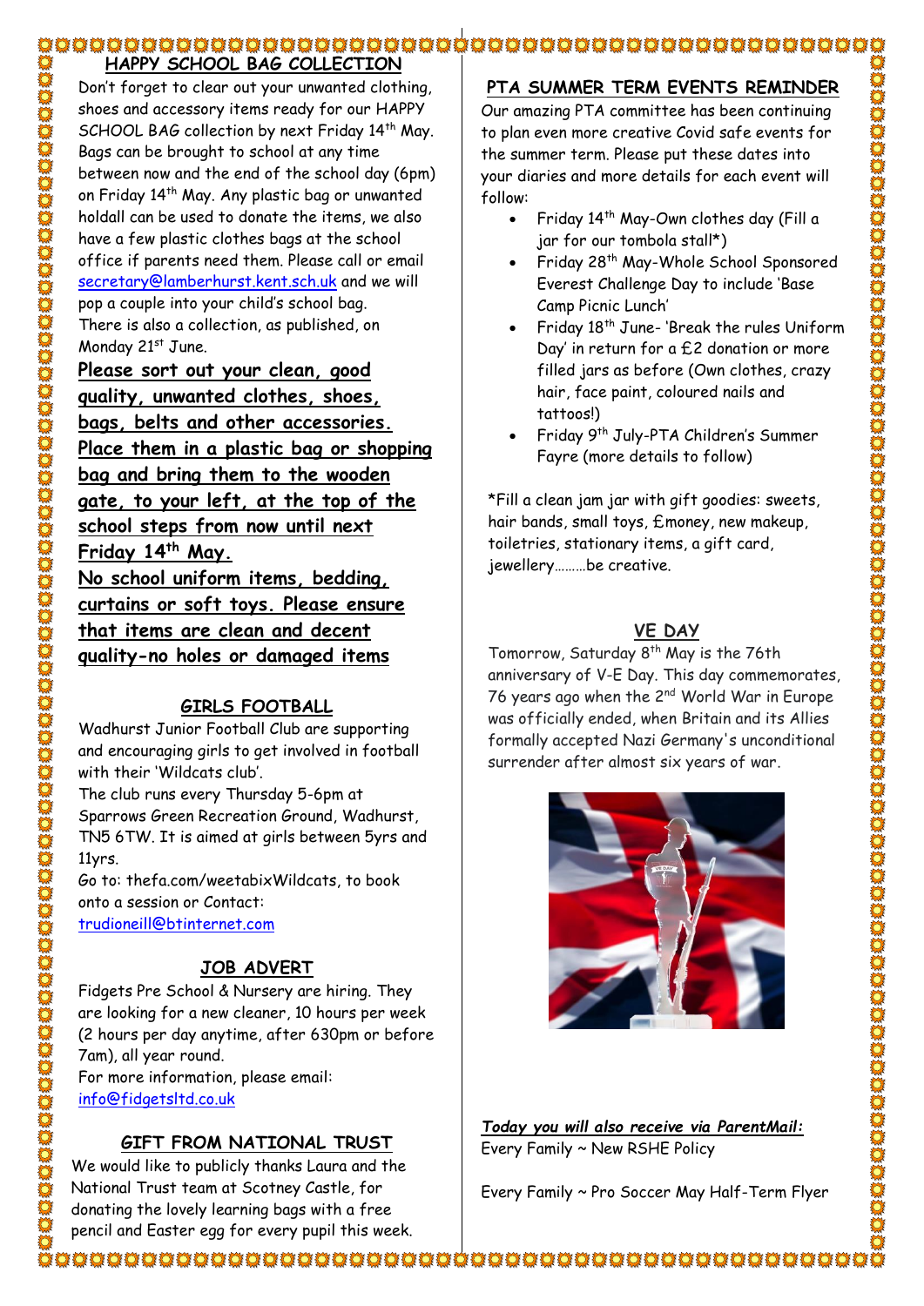## HAPPY SCHOOL BAG COLLECTION

Don't forget to clear out your unwanted clothing, shoes and accessory items ready for our HAPPY SCHOOL BAG collection by next Friday 14th May. Bags can be brought to school at any time between now and the end of the school day (6pm) on Friday 14th May. Any plastic bag or unwanted holdall can be used to donate the items, we also have a few plastic clothes bags at the school office if parents need them. Please call or email secretary@lamberhurst.kent.sch.uk and we will pop a couple into your child's school bag. There is also a collection, as published, on Monday 21st June.

**Please sort out your clean, good quality, unwanted clothes, shoes, bags, belts and other accessories. Place them in a plastic bag or shopping bag and bring them to the wooden gate, to your left, at the top of the school steps from now until next Friday 14th May.**

**No school uniform items, bedding, curtains or soft toys. Please ensure that items are clean and decent quality-no holes or damaged items**

## GIRLS FOOTBALL

Wadhurst Junior Football Club are supporting and encouraging girls to get involved in football with their 'Wildcats club'.

The club runs every Thursday 5-6pm at Sparrows Green Recreation Ground, Wadhurst, TN5 6TW. It is aimed at girls between 5yrs and 11yrs.

Go to: thefa.com/weetabixWildcats, to book onto a session or Contact: trudioneill@btinternet.com

## JOB ADVERT

Fidgets Pre School & Nursery are hiring. They are looking for a new cleaner, 10 hours per week (2 hours per day anytime, after 630pm or before 7am), all year round.

For more information, please email: info@fidgetsltd.co.uk

## GIFT FROM NATIONAL TRUST

We would like to publicly thanks Laura and the National Trust team at Scotney Castle, for donating the lovely learning bags with a free pencil and Easter egg for every pupil this week.

## PTA SUMMER TERM EVENTS REMINDER

Our amazing PTA committee has been continuing to plan even more creative Covid safe events for the summer term. Please put these dates into your diaries and more details for each event will follow:

- Friday 14th May-Own clothes day (Fill a jar for our tombola stall*)
- Friday 28th May-Whole School Sponsored Everest Challenge Day to include 'Base Camp Picnic Lunch'
- Friday 18th June- 'Break the rules Uniform Day' in return for a £2 donation or more filled jars as before (Own clothes, crazy hair, face paint, coloured nails and tattoos!)
- Friday 9th July-PTA Children's Summer Fayre (more details to follow)

*Fill a clean jam jar with gift goodies: sweets, hair bands, small toys, £money, new makeup, toiletries, stationary items, a gift card, jewellery………be creative.

## VE DAY

Tomorrow, Saturday 8th May is the 76th anniversary of V-E Day. This day commemorates, 76 years ago when the 2nd World War in Europe was officially ended, when Britain and its Allies formally accepted Nazi Germany's unconditional surrender after almost six years of war.

***Today you will also receive via ParentMail:***

Every Family ~ New RSHE Policy

Every Family ~ Pro Soccer May Half-Term Flyer